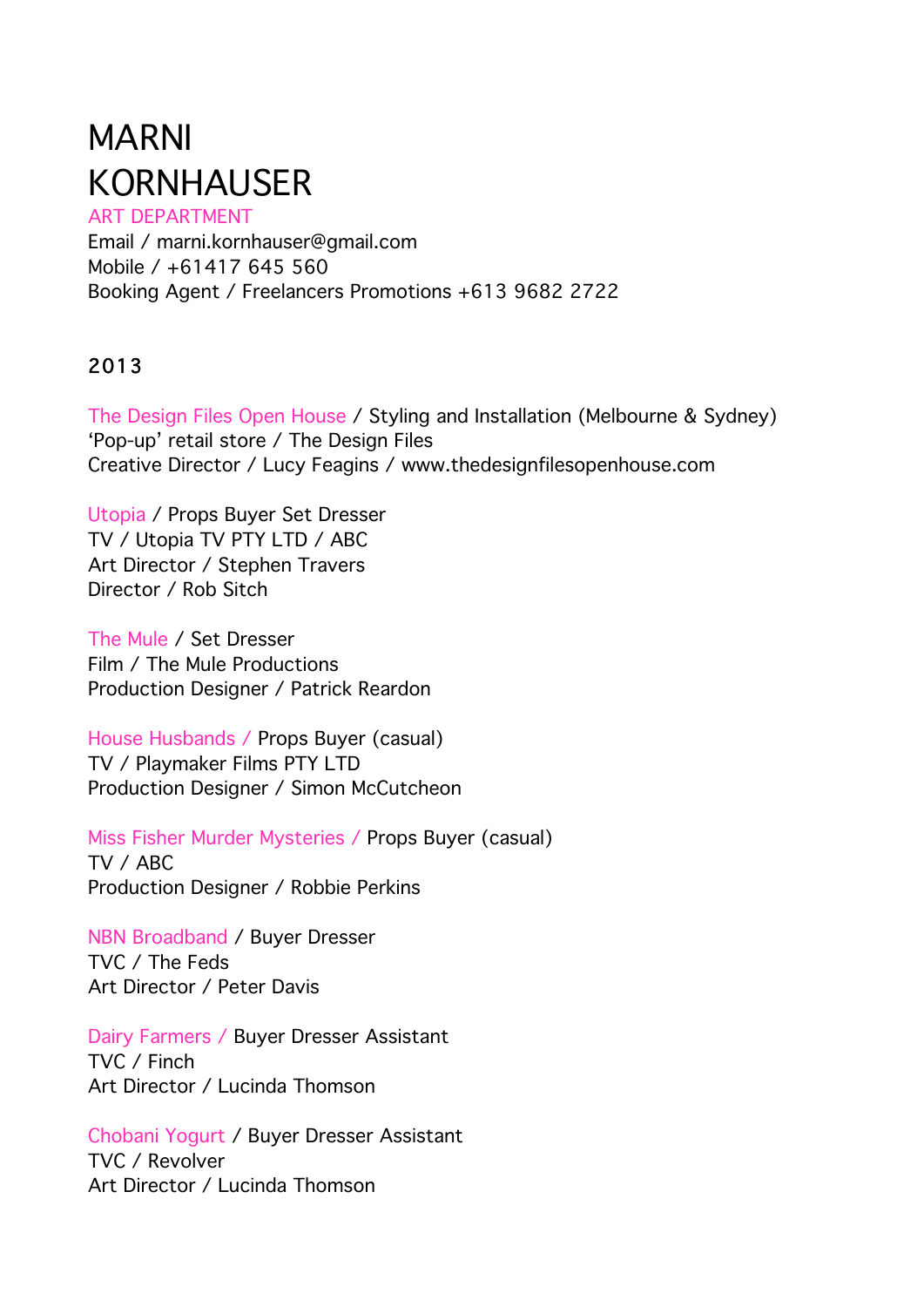# MARNI KORNHAUSER

ART DEPARTMENT

Email / marni.kornhauser@gmail.com
Mobile / +61417 645 560
Booking Agent / Freelancers Promotions +613 9682 2722

## 2013

The Design Files Open House / Styling and Installation (Melbourne & Sydney)
'Pop-up' retail store / The Design Files
Creative Director / Lucy Feagins / www.thedesignfilesopenhouse.com

Utopia / Props Buyer Set Dresser
TV / Utopia TV PTY LTD / ABC
Art Director / Stephen Travers
Director / Rob Sitch

The Mule / Set Dresser
Film / The Mule Productions
Production Designer / Patrick Reardon

House Husbands / Props Buyer (casual)
TV / Playmaker Films PTY LTD
Production Designer / Simon McCutcheon

Miss Fisher Murder Mysteries / Props Buyer (casual)
TV / ABC
Production Designer / Robbie Perkins

NBN Broadband / Buyer Dresser
TVC / The Feds
Art Director / Peter Davis

Dairy Farmers / Buyer Dresser Assistant
TVC / Finch
Art Director / Lucinda Thomson

Chobani Yogurt / Buyer Dresser Assistant
TVC / Revolver
Art Director / Lucinda Thomson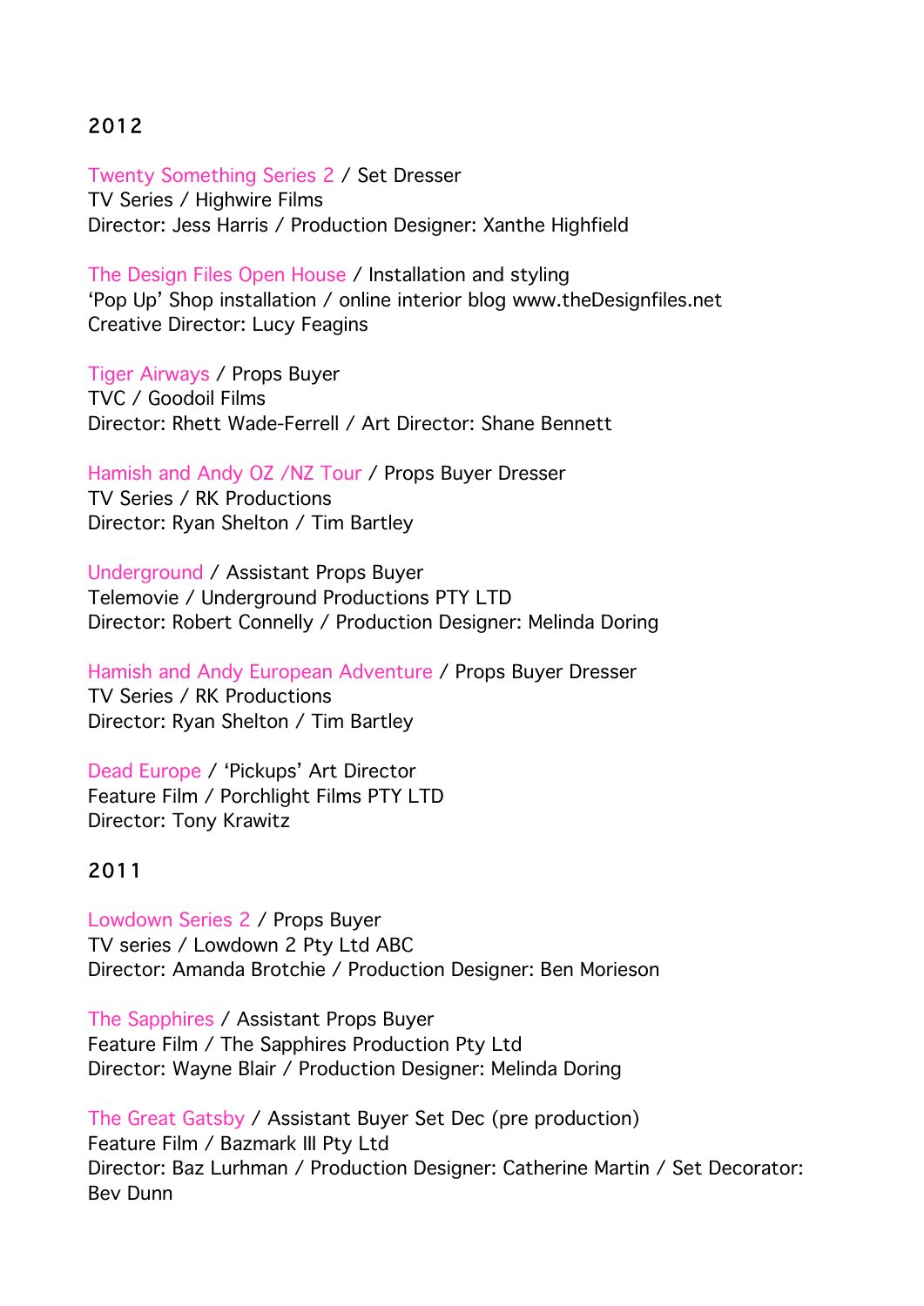## 2012

Twenty Something Series 2 / Set Dresser
TV Series / Highwire Films
Director: Jess Harris / Production Designer: Xanthe Highfield

The Design Files Open House / Installation and styling
'Pop Up' Shop installation / online interior blog www.theDesignfiles.net
Creative Director: Lucy Feagins

Tiger Airways / Props Buyer
TVC / Goodoil Films
Director: Rhett Wade-Ferrell / Art Director: Shane Bennett

Hamish and Andy OZ /NZ Tour / Props Buyer Dresser
TV Series / RK Productions
Director: Ryan Shelton / Tim Bartley

Underground / Assistant Props Buyer
Telemovie / Underground Productions PTY LTD
Director: Robert Connelly / Production Designer: Melinda Doring

Hamish and Andy European Adventure / Props Buyer Dresser
TV Series / RK Productions
Director: Ryan Shelton / Tim Bartley

Dead Europe / 'Pickups' Art Director
Feature Film / Porchlight Films PTY LTD
Director: Tony Krawitz

## 2011

Lowdown Series 2 / Props Buyer
TV series / Lowdown 2 Pty Ltd ABC
Director: Amanda Brotchie / Production Designer: Ben Morieson

The Sapphires / Assistant Props Buyer
Feature Film / The Sapphires Production Pty Ltd
Director: Wayne Blair / Production Designer: Melinda Doring

The Great Gatsby / Assistant Buyer Set Dec (pre production)
Feature Film / Bazmark III Pty Ltd
Director: Baz Lurhman / Production Designer: Catherine Martin / Set Decorator: Bev Dunn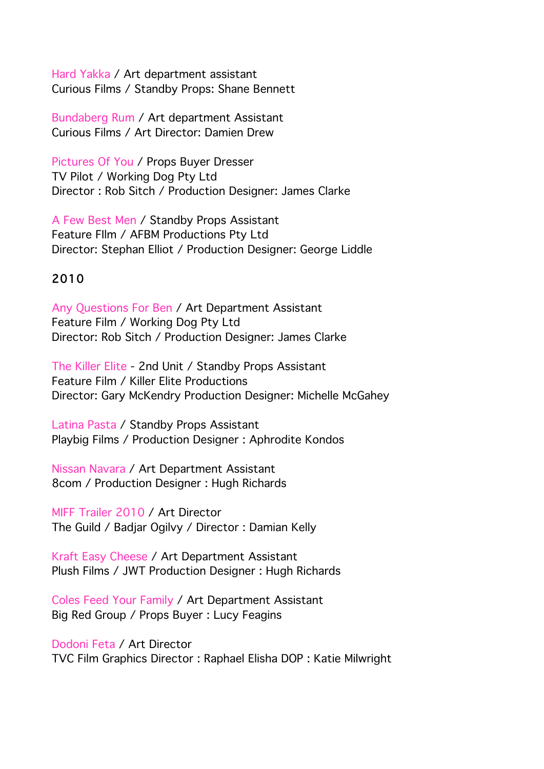Hard Yakka / Art department assistant
Curious Films / Standby Props: Shane Bennett

Bundaberg Rum / Art department Assistant
Curious Films / Art Director: Damien Drew

Pictures Of You / Props Buyer Dresser
TV Pilot / Working Dog Pty Ltd
Director : Rob Sitch / Production Designer: James Clarke

A Few Best Men / Standby Props Assistant
Feature FIlm / AFBM Productions Pty Ltd
Director: Stephan Elliot / Production Designer: George Liddle

## 2010

Any Questions For Ben / Art Department Assistant
Feature Film / Working Dog Pty Ltd
Director: Rob Sitch / Production Designer: James Clarke

The Killer Elite - 2nd Unit / Standby Props Assistant
Feature Film / Killer Elite Productions
Director: Gary McKendry Production Designer: Michelle McGahey

Latina Pasta / Standby Props Assistant
Playbig Films / Production Designer : Aphrodite Kondos

Nissan Navara / Art Department Assistant
8com / Production Designer : Hugh Richards

MIFF Trailer 2010 / Art Director
The Guild / Badjar Ogilvy / Director : Damian Kelly

Kraft Easy Cheese / Art Department Assistant
Plush Films / JWT Production Designer : Hugh Richards

Coles Feed Your Family / Art Department Assistant
Big Red Group / Props Buyer : Lucy Feagins

Dodoni Feta / Art Director
TVC Film Graphics Director : Raphael Elisha DOP : Katie Milwright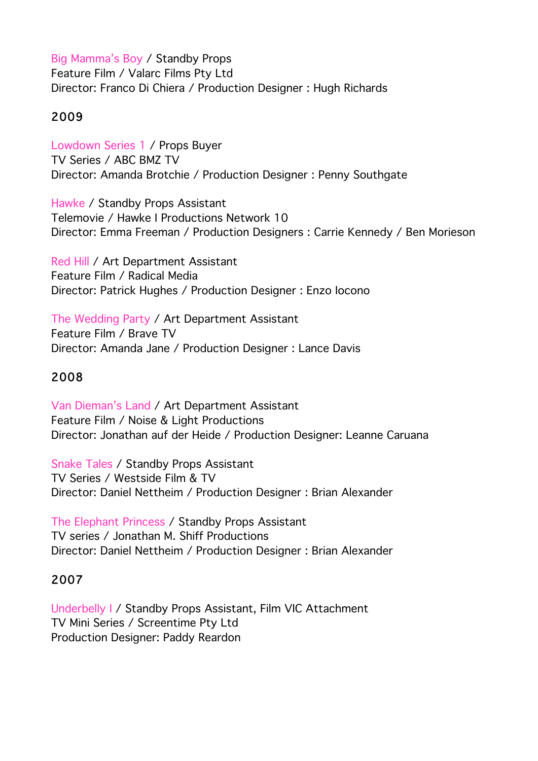Big Mamma's Boy / Standby Props
Feature Film / Valarc Films Pty Ltd
Director: Franco Di Chiera / Production Designer : Hugh Richards

## 2009

Lowdown Series 1 / Props Buyer
TV Series / ABC BMZ TV
Director: Amanda Brotchie / Production Designer : Penny Southgate

Hawke / Standby Props Assistant
Telemovie / Hawke I Productions Network 10
Director: Emma Freeman / Production Designers : Carrie Kennedy / Ben Morieson

Red Hill / Art Department Assistant
Feature Film / Radical Media
Director: Patrick Hughes / Production Designer : Enzo Iocono

The Wedding Party / Art Department Assistant
Feature Film / Brave TV
Director: Amanda Jane / Production Designer : Lance Davis

## 2008

Van Dieman's Land / Art Department Assistant
Feature Film / Noise & Light Productions
Director: Jonathan auf der Heide / Production Designer: Leanne Caruana

Snake Tales / Standby Props Assistant
TV Series / Westside Film & TV
Director: Daniel Nettheim / Production Designer : Brian Alexander

The Elephant Princess / Standby Props Assistant
TV series / Jonathan M. Shiff Productions
Director: Daniel Nettheim / Production Designer : Brian Alexander

## 2007

Underbelly I / Standby Props Assistant, Film VIC Attachment
TV Mini Series / Screentime Pty Ltd
Production Designer: Paddy Reardon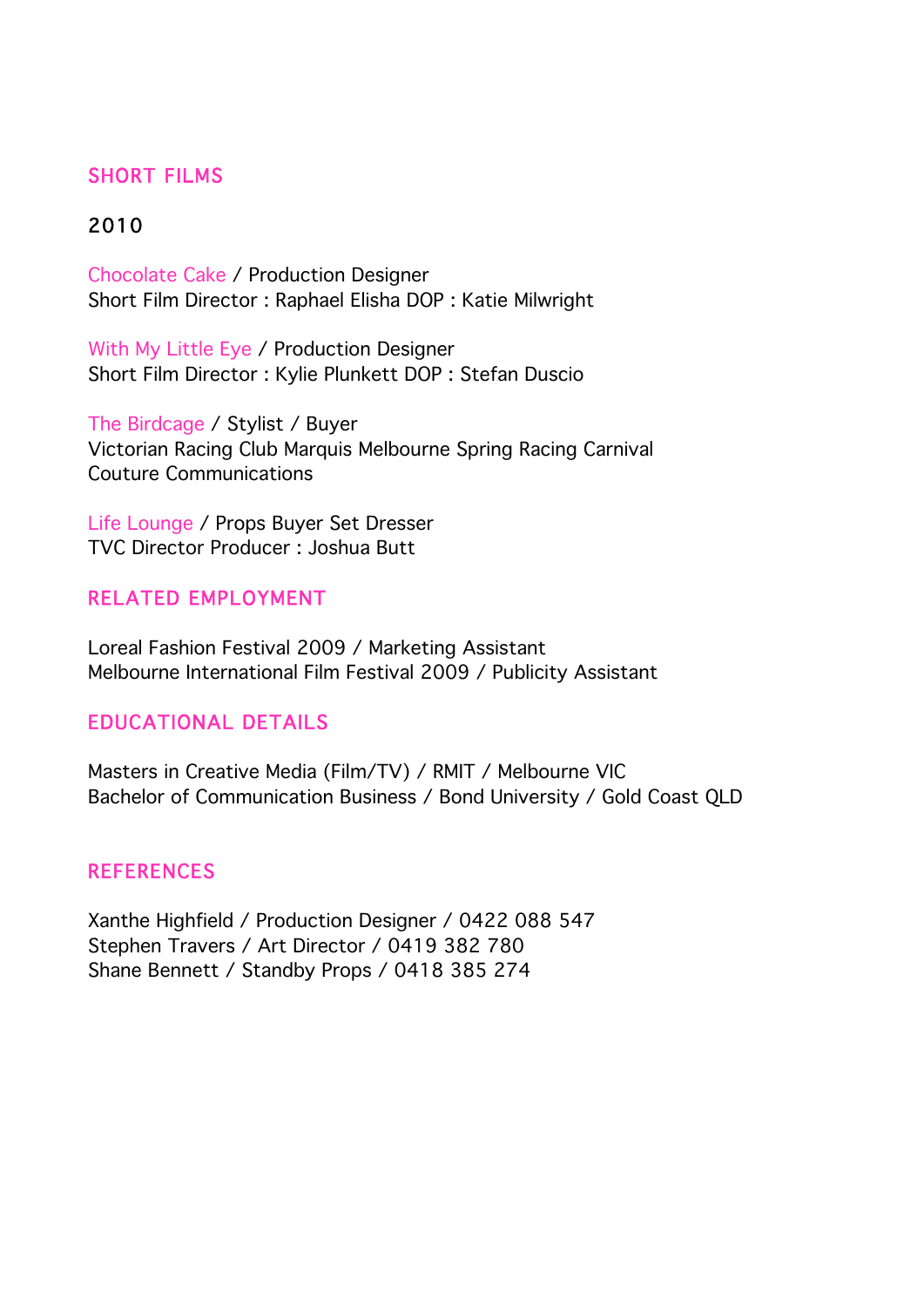## SHORT FILMS

### 2010

Chocolate Cake / Production Designer
Short Film Director : Raphael Elisha DOP : Katie Milwright

With My Little Eye / Production Designer
Short Film Director : Kylie Plunkett DOP : Stefan Duscio

The Birdcage / Stylist / Buyer
Victorian Racing Club Marquis Melbourne Spring Racing Carnival
Couture Communications

Life Lounge / Props Buyer Set Dresser
TVC Director Producer : Joshua Butt

## RELATED EMPLOYMENT

Loreal Fashion Festival 2009 / Marketing Assistant
Melbourne International Film Festival 2009 / Publicity Assistant

## EDUCATIONAL DETAILS

Masters in Creative Media (Film/TV) / RMIT / Melbourne VIC
Bachelor of Communication Business / Bond University / Gold Coast QLD

## REFERENCES

Xanthe Highfield / Production Designer / 0422 088 547
Stephen Travers / Art Director / 0419 382 780
Shane Bennett / Standby Props / 0418 385 274